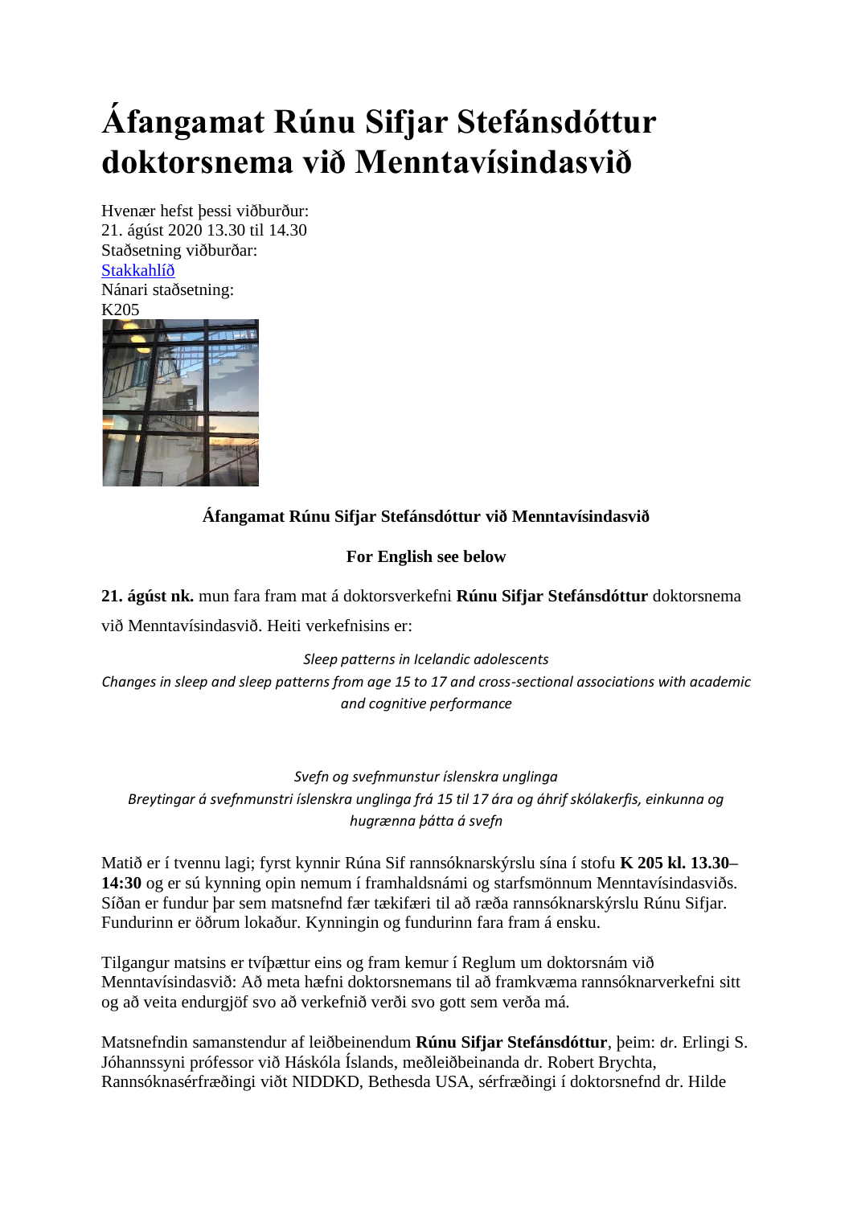# Áfangamat Rúnu Sifjar Stefánsdóttur doktorsnema við Menntavísindasvið

Hvenær hefst þessi viðburður:
21. ágúst 2020 13.30 til 14.30
Staðsetning viðburðar:
[Stakkahlíð]
Nánari staðsetning:
K205

**Áfangamat Rúnu Sifjar Stefánsdóttur við Menntavísindasvið**

**For English see below**

**21. ágúst nk.** mun fara fram mat á doktorsverkefni **Rúnu Sifjar Stefánsdóttur** doktorsnema við Menntavísindasvið. Heiti verkefnisins er:

*Sleep patterns in Icelandic adolescents*
*Changes in sleep and sleep patterns from age 15 to 17 and cross-sectional associations with academic and cognitive performance*

*Svefn og svefnmunstur íslenskra unglinga*
*Breytingar á svefnmunstri íslenskra unglinga frá 15 til 17 ára og áhrif skólakerfis, einkunna og hugrænna þátta á svefn*

Matið er í tvennu lagi; fyrst kynnir Rúna Sif rannsóknarskýrslu sína í stofu **K 205 kl. 13.30–14:30** og er sú kynning opin nemum í framhaldsnámi og starfsmönnum Menntavísindasviðs. Síðan er fundur þar sem matsnefnd fær tækifæri til að ræða rannsóknarskýrslu Rúnu Sifjar. Fundurinn er öðrum lokaður. Kynningin og fundurinn fara fram á ensku.

Tilgangur matsins er tvíþættur eins og fram kemur í Reglum um doktorsnám við Menntavísindasvið: Að meta hæfni doktorsnemans til að framkvæma rannsóknarverkefni sitt og að veita endurgjöf svo að verkefnið verði svo gott sem verða má.

Matsnefndin samanstendur af leiðbeinendum **Rúnu Sifjar Stefánsdóttur**, þeim: dr. Erlingi S. Jóhannssyni prófessor við Háskóla Íslands, meðleiðbeinanda dr. Robert Brychta, Rannsóknasérfræðingi viðt NIDDKD, Bethesda USA, sérfræðingi í doktorsnefnd dr. Hilde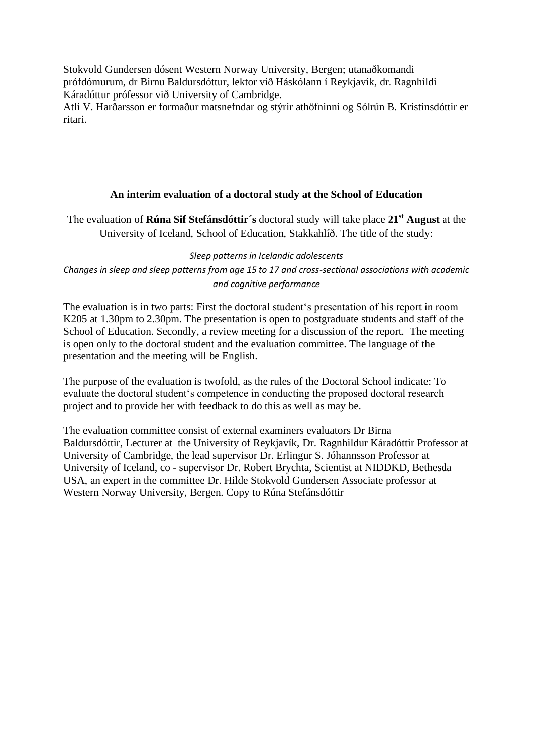Stokvold Gundersen dósent Western Norway University, Bergen; utanaðkomandi prófdómurum, dr Birnu Baldursdóttur, lektor við Háskólann í Reykjavík, dr. Ragnhildi Káradóttur prófessor við University of Cambridge.
Atli V. Harðarsson er formaður matsnefndar og stýrir athöfninni og Sólrún B. Kristinsdóttir er ritari.

**An interim evaluation of a doctoral study at the School of Education**

The evaluation of **Rúna Sif Stefánsdóttir´s** doctoral study will take place **21st August** at the University of Iceland, School of Education, Stakkahlíð. The title of the study:

*Sleep patterns in Icelandic adolescents*

*Changes in sleep and sleep patterns from age 15 to 17 and cross-sectional associations with academic and cognitive performance*

The evaluation is in two parts: First the doctoral student's presentation of his report in room K205 at 1.30pm to 2.30pm. The presentation is open to postgraduate students and staff of the School of Education. Secondly, a review meeting for a discussion of the report. The meeting is open only to the doctoral student and the evaluation committee. The language of the presentation and the meeting will be English.

The purpose of the evaluation is twofold, as the rules of the Doctoral School indicate: To evaluate the doctoral student's competence in conducting the proposed doctoral research project and to provide her with feedback to do this as well as may be.

The evaluation committee consist of external examiners evaluators Dr Birna Baldursdóttir, Lecturer at the University of Reykjavík, Dr. Ragnhildur Káradóttir Professor at University of Cambridge, the lead supervisor Dr. Erlingur S. Jóhannsson Professor at University of Iceland, co - supervisor Dr. Robert Brychta, Scientist at NIDDKD, Bethesda USA, an expert in the committee Dr. Hilde Stokvold Gundersen Associate professor at Western Norway University, Bergen. Copy to Rúna Stefánsdóttir